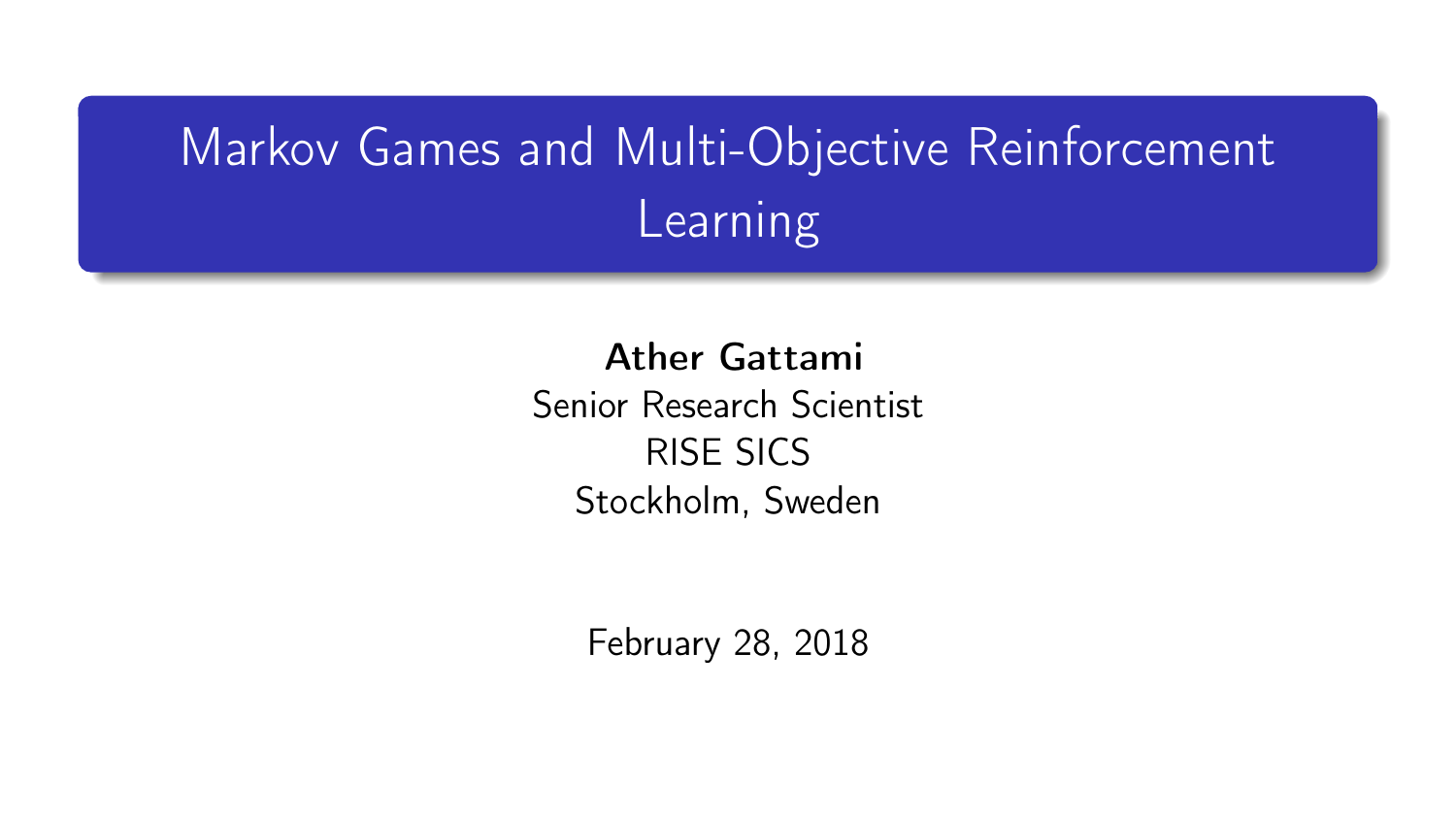# Markov Games and Multi-Objective Reinforcement Learning

**Ather Gattami**
Senior Research Scientist
RISE SICS
Stockholm, Sweden

February 28, 2018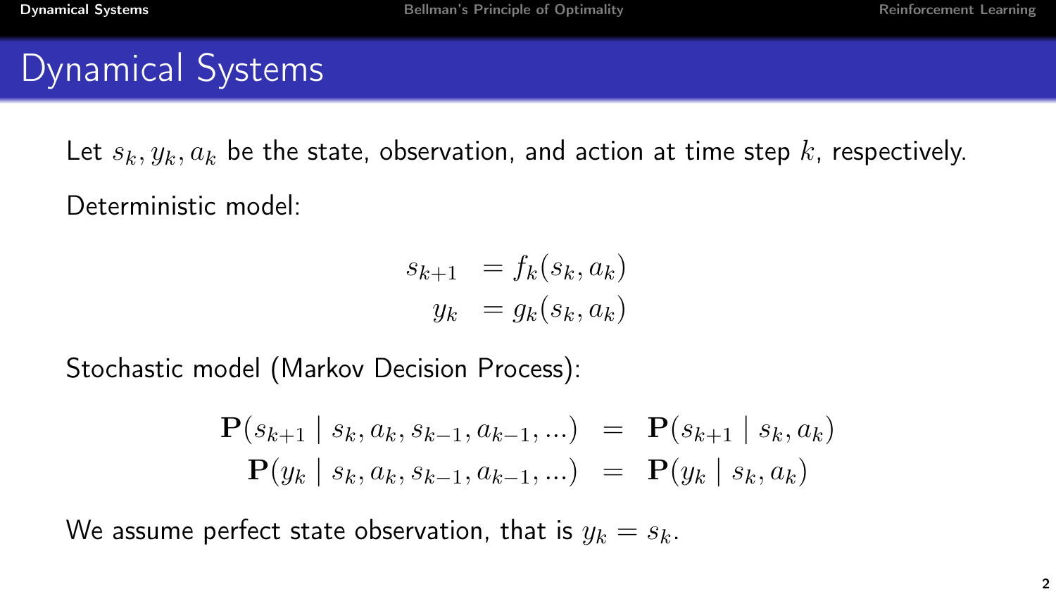# Dynamical Systems

Let $s_k, y_k, a_k$ be the state, observation, and action at time step $k$, respectively.

Deterministic model:

$$
\begin{aligned}
s_{k+1} &= f_k(s_k, a_k) \\
y_k &= g_k(s_k, a_k)
\end{aligned}
$$

Stochastic model (Markov Decision Process):

$$
\begin{aligned}
\mathbf{P}(s_{k+1} \mid s_k, a_k, s_{k-1}, a_{k-1}, \ldots) &= \mathbf{P}(s_{k+1} \mid s_k, a_k) \\
\mathbf{P}(y_k \mid s_k, a_k, s_{k-1}, a_{k-1}, \ldots) &= \mathbf{P}(y_k \mid s_k, a_k)
\end{aligned}
$$

We assume perfect state observation, that is $y_k = s_k$.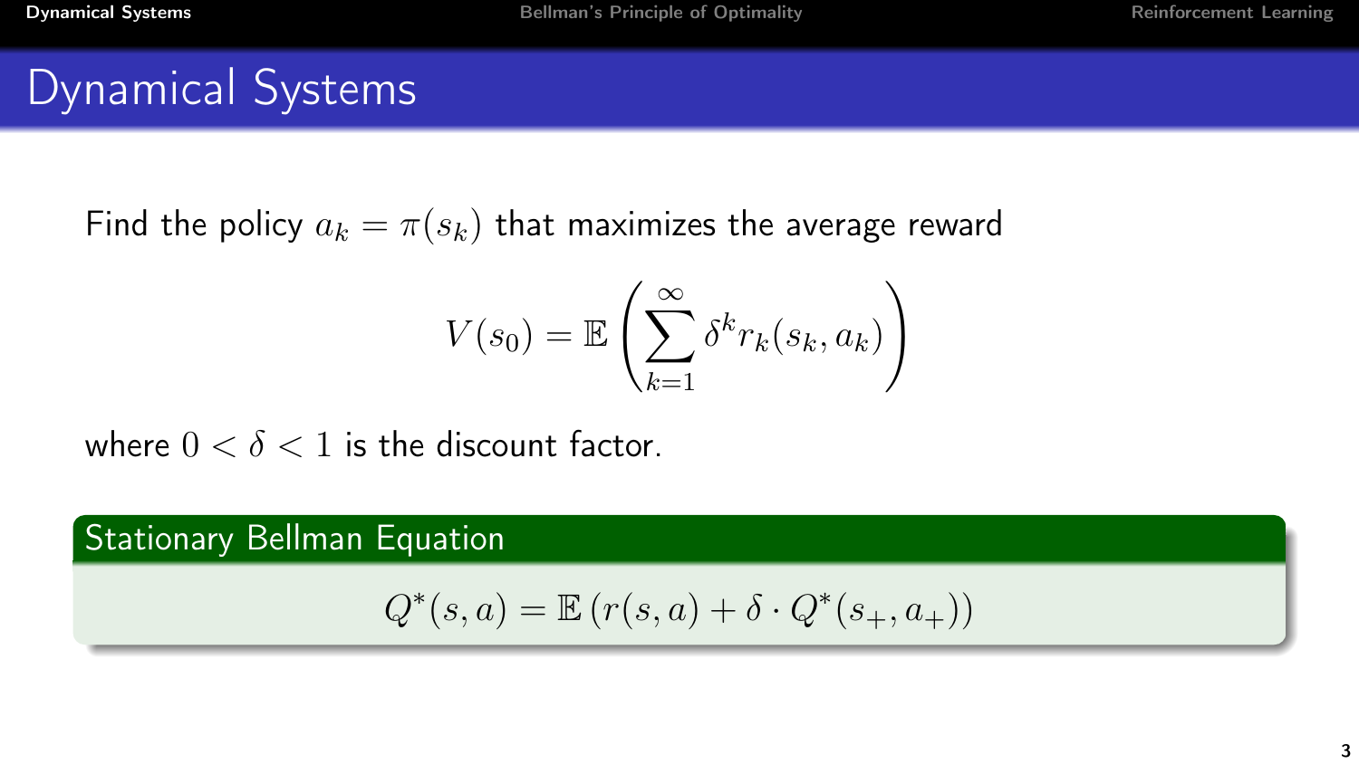# Dynamical Systems

Find the policy $a_k = \pi(s_k)$ that maximizes the average reward

$$V(s_0) = \mathbb{E}\left(\sum_{k=1}^{\infty} \delta^k r_k(s_k, a_k)\right)$$

where $0 < \delta < 1$ is the discount factor.

**Stationary Bellman Equation**

$$Q^*(s, a) = \mathbb{E}\left(r(s, a) + \delta \cdot Q^*(s_+, a_+)\right)$$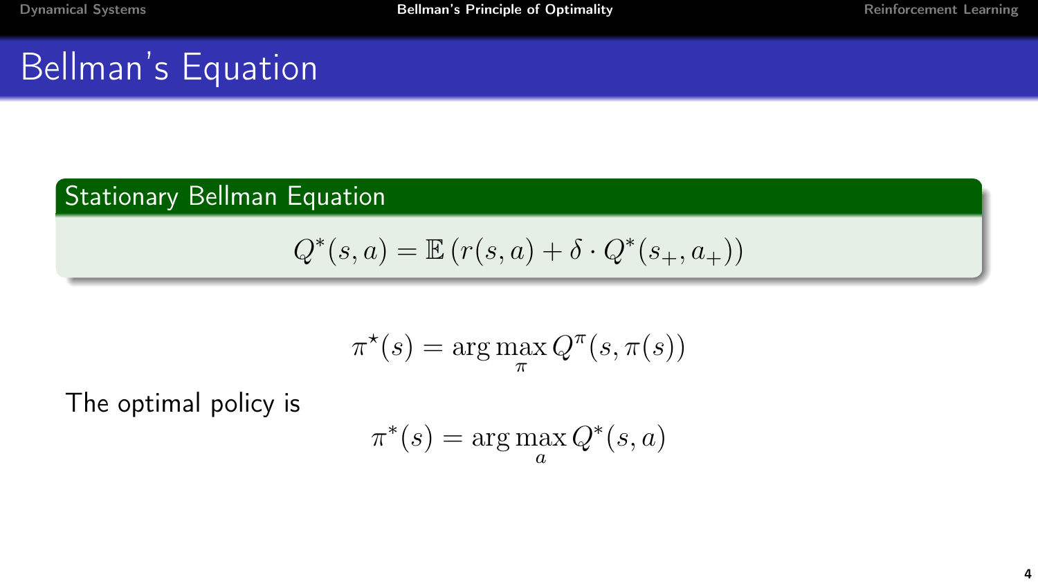# Bellman's Equation

**Stationary Bellman Equation**

$$Q^*(s,a) = \mathbb{E}\left(r(s,a) + \delta \cdot Q^*(s_+, a_+)\right)$$

$$\pi^\star(s) = \arg\max_{\pi} Q^{\pi}(s, \pi(s))$$

The optimal policy is

$$\pi^*(s) = \arg\max_{a} Q^*(s,a)$$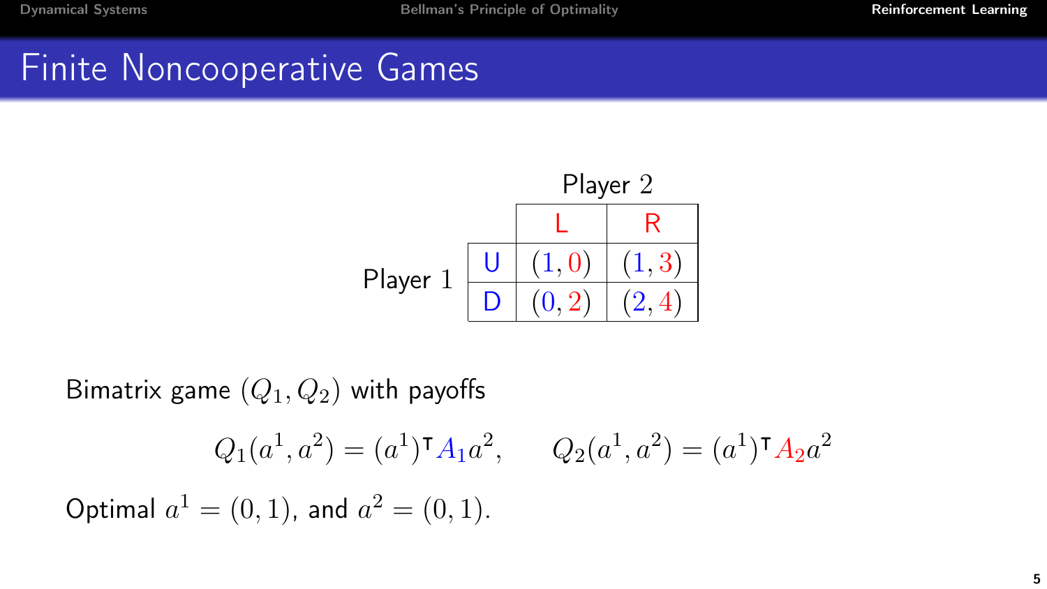# Finite Noncooperative Games

|  |  | Player 2 |  |
|---|---|---|---|
|  |  | L | R |
| Player 1 | U | $(1, 0)$ | $(1, 3)$ |
|  | D | $(0, 2)$ | $(2, 4)$ |

Bimatrix game $(Q_1, Q_2)$ with payoffs

$$Q_1(a^1, a^2) = (a^1)^\intercal A_1 a^2, \qquad Q_2(a^1, a^2) = (a^1)^\intercal A_2 a^2$$

Optimal $a^1 = (0, 1)$, and $a^2 = (0, 1)$.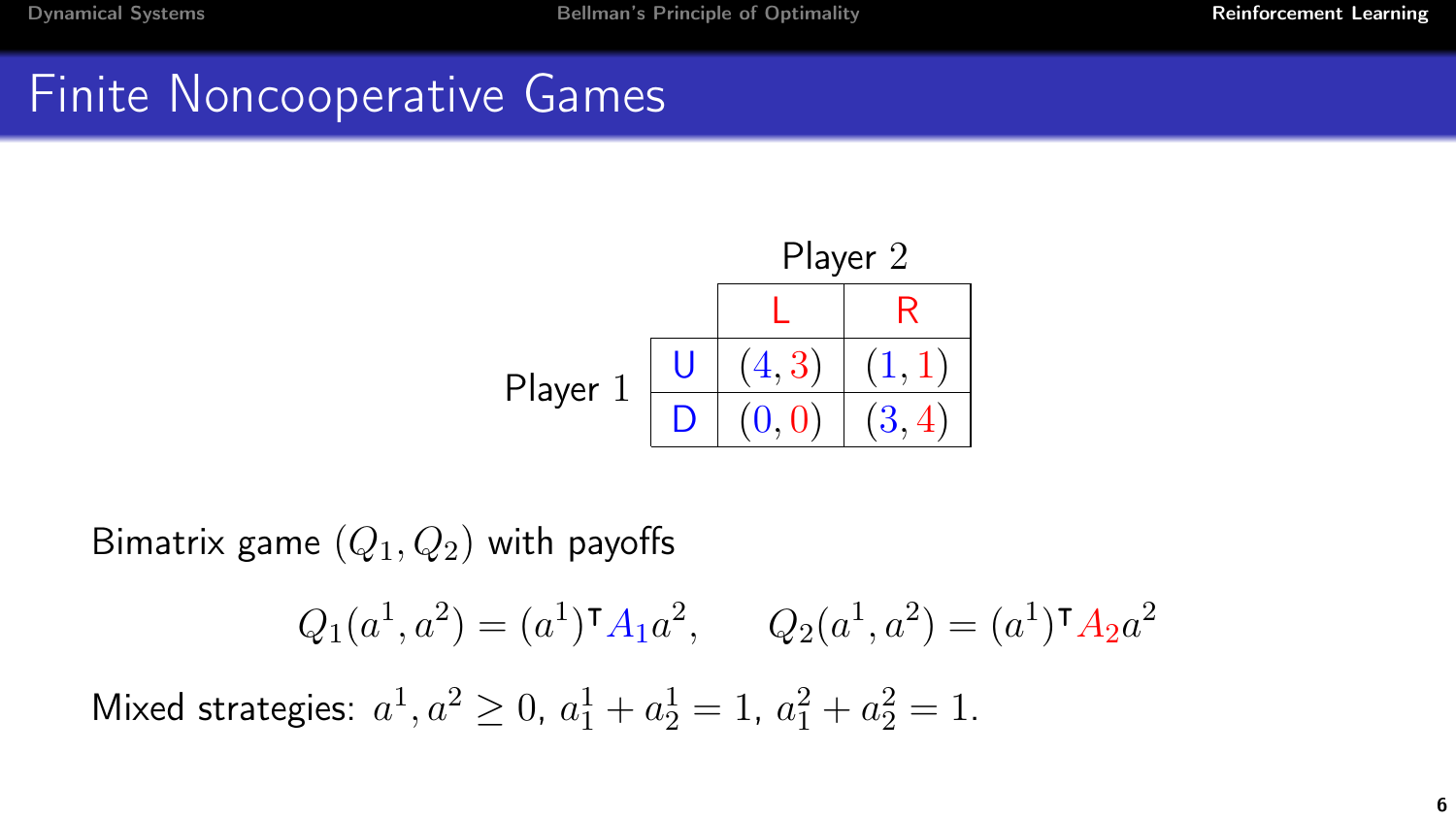# Finite Noncooperative Games

| Player 1 \ Player 2 | L | R |
|---|---|---|
| U | $(4, 3)$ | $(1, 1)$ |
| D | $(0, 0)$ | $(3, 4)$ |

Bimatrix game $(Q_1, Q_2)$ with payoffs

$$Q_1(a^1, a^2) = (a^1)^\intercal A_1 a^2, \qquad Q_2(a^1, a^2) = (a^1)^\intercal A_2 a^2$$

Mixed strategies: $a^1, a^2 \geq 0$, $a^1_1 + a^1_2 = 1$, $a^2_1 + a^2_2 = 1$.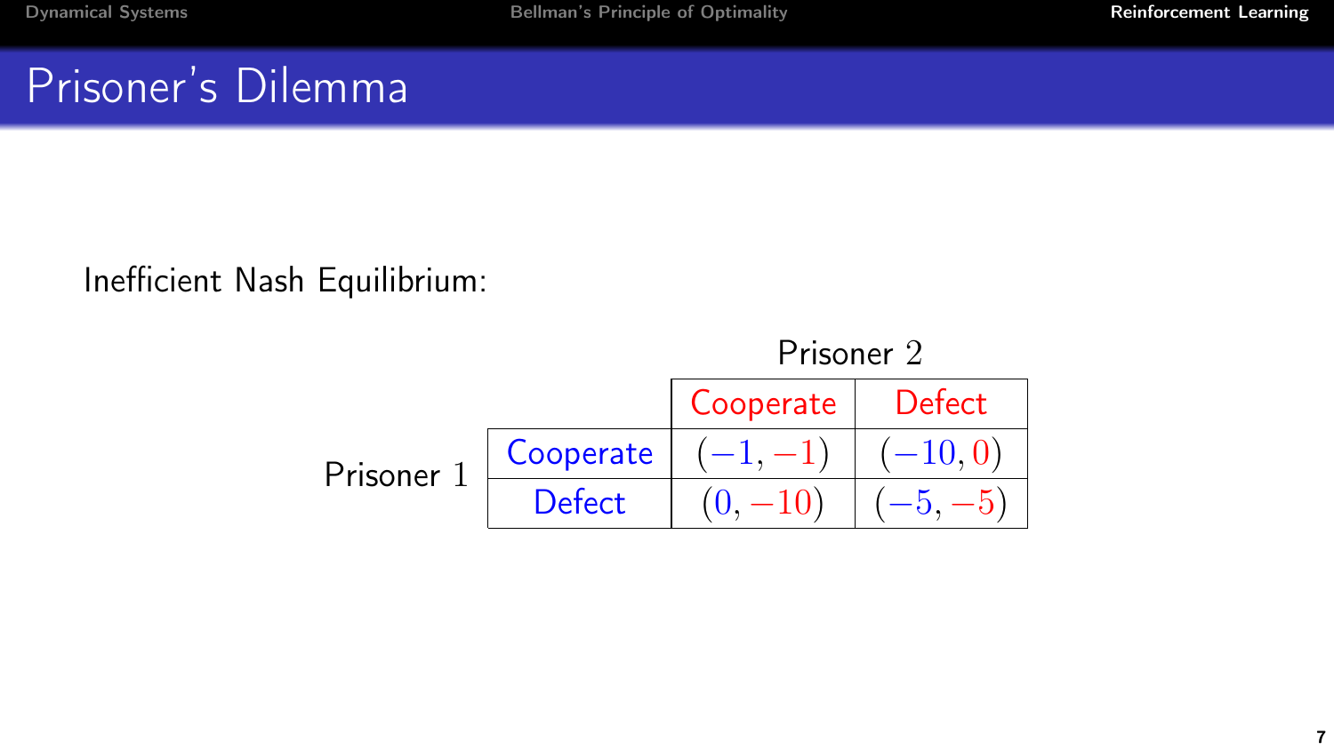# Prisoner's Dilemma

Inefficient Nash Equilibrium:

| | | Prisoner 2 | |
|---|---|---|---|
| | | Cooperate | Defect |
| Prisoner 1 | Cooperate | $(-1, -1)$ | $(-10, 0)$ |
| | Defect | $(0, -10)$ | $(-5, -5)$ |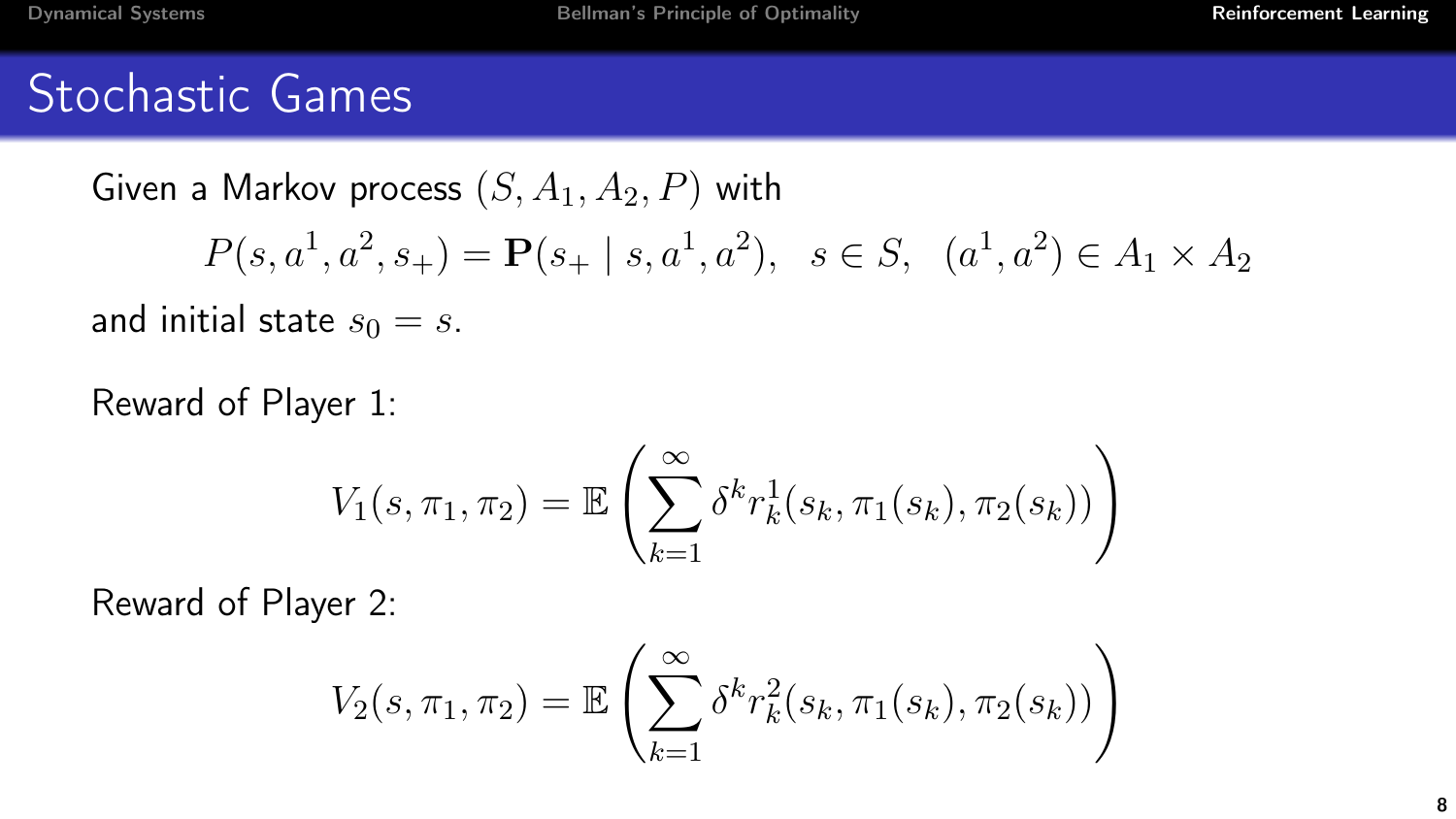# Stochastic Games

Given a Markov process $(S, A_1, A_2, P)$ with

$$P(s, a^1, a^2, s_+) = \mathbf{P}(s_+ \mid s, a^1, a^2), \quad s \in S, \quad (a^1, a^2) \in A_1 \times A_2$$

and initial state $s_0 = s$.

Reward of Player 1:

$$V_1(s, \pi_1, \pi_2) = \mathbb{E}\left(\sum_{k=1}^{\infty} \delta^k r_k^1(s_k, \pi_1(s_k), \pi_2(s_k))\right)$$

Reward of Player 2:

$$V_2(s, \pi_1, \pi_2) = \mathbb{E}\left(\sum_{k=1}^{\infty} \delta^k r_k^2(s_k, \pi_1(s_k), \pi_2(s_k))\right)$$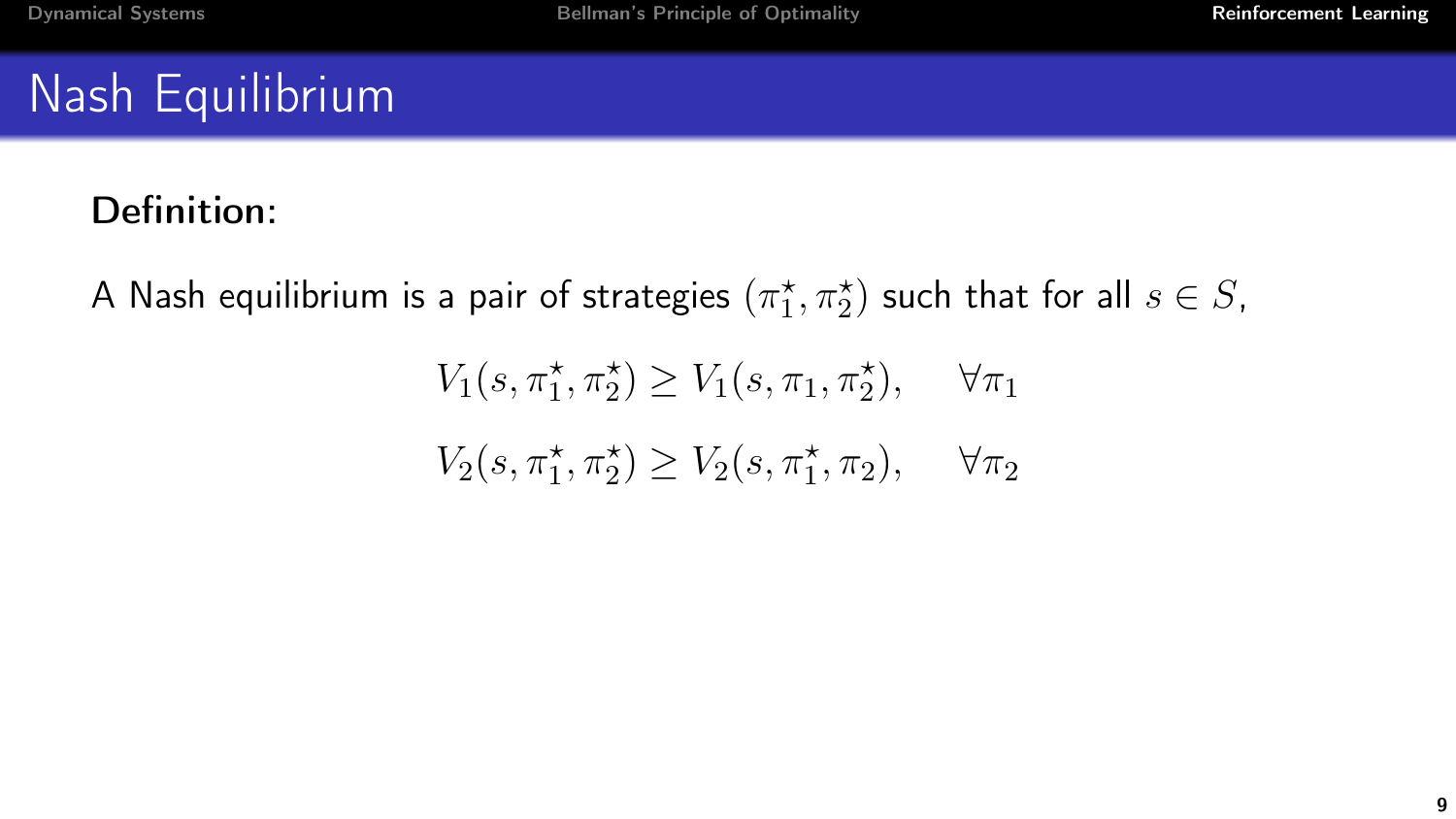# Nash Equilibrium

**Definition:**

A Nash equilibrium is a pair of strategies $(\pi_1^\star, \pi_2^\star)$ such that for all $s \in S$,

$$V_1(s, \pi_1^\star, \pi_2^\star) \geq V_1(s, \pi_1, \pi_2^\star), \quad \forall \pi_1$$

$$V_2(s, \pi_1^\star, \pi_2^\star) \geq V_2(s, \pi_1^\star, \pi_2), \quad \forall \pi_2$$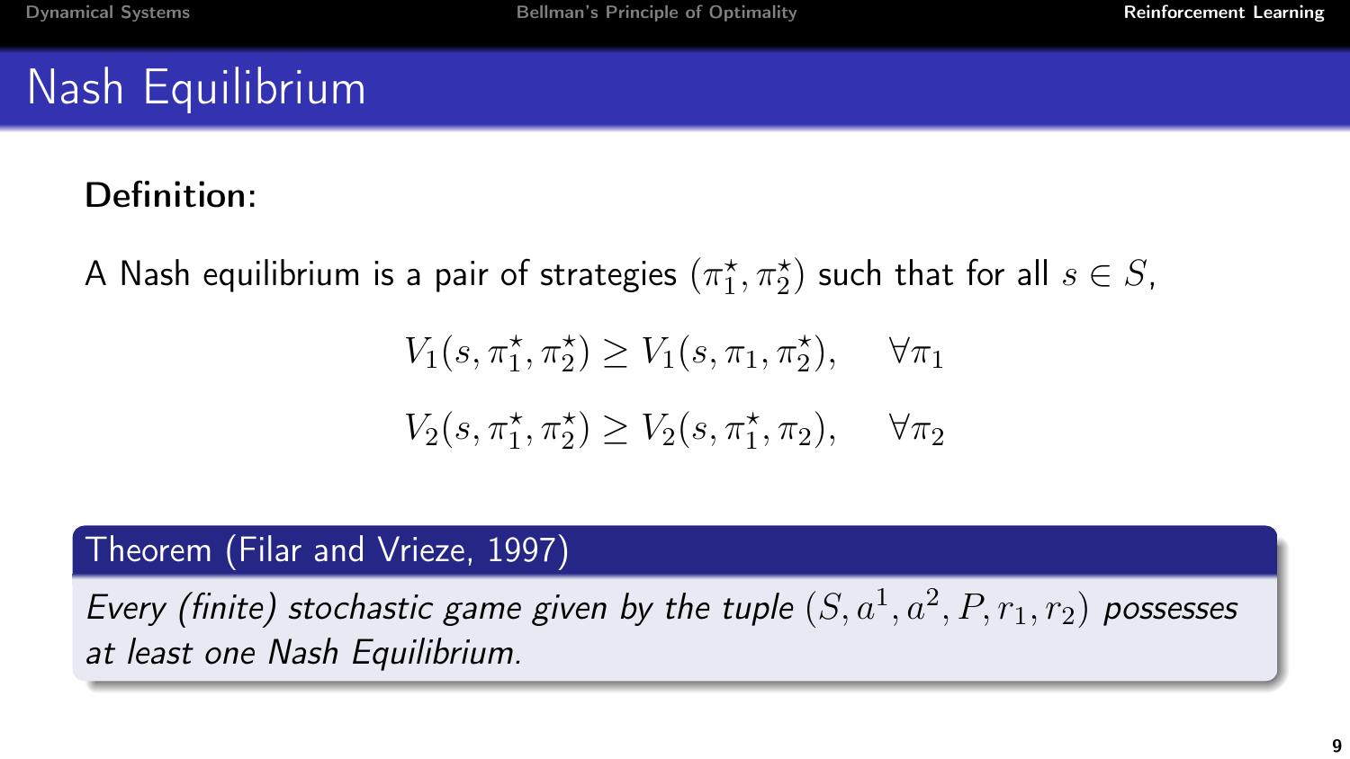# Nash Equilibrium

**Definition:**

A Nash equilibrium is a pair of strategies $(\pi_1^\star, \pi_2^\star)$ such that for all $s \in S$,

$$V_1(s, \pi_1^\star, \pi_2^\star) \geq V_1(s, \pi_1, \pi_2^\star), \quad \forall \pi_1$$

$$V_2(s, \pi_1^\star, \pi_2^\star) \geq V_2(s, \pi_1^\star, \pi_2), \quad \forall \pi_2$$

**Theorem (Filar and Vrieze, 1997)**

*Every (finite) stochastic game given by the tuple $(S, a^1, a^2, P, r_1, r_2)$ possesses at least one Nash Equilibrium.*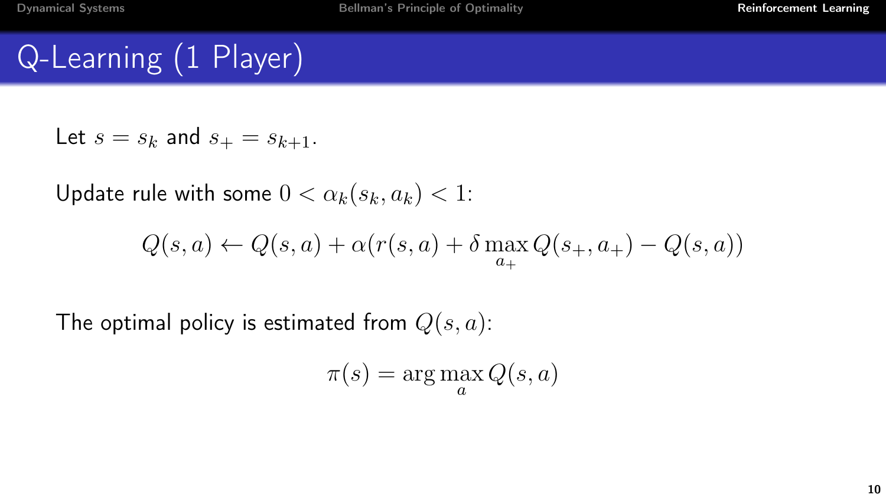# Q-Learning (1 Player)

Let $s = s_k$ and $s_+ = s_{k+1}$.

Update rule with some $0 < \alpha_k(s_k, a_k) < 1$:

$$Q(s,a) \leftarrow Q(s,a) + \alpha(r(s,a) + \delta \max_{a_+} Q(s_+, a_+) - Q(s,a))$$

The optimal policy is estimated from $Q(s,a)$:

$$\pi(s) = \arg\max_a Q(s,a)$$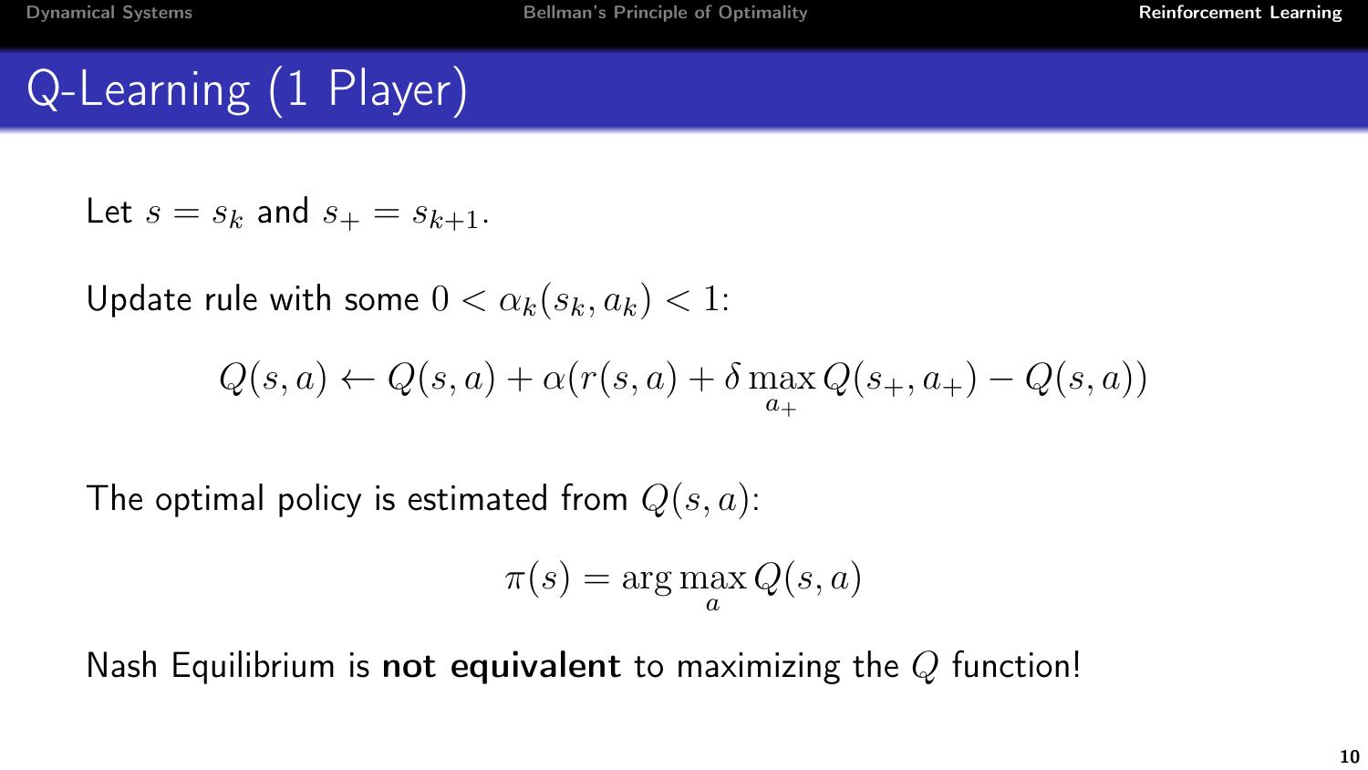# Q-Learning (1 Player)

Let $s = s_k$ and $s_+ = s_{k+1}$.

Update rule with some $0 < \alpha_k(s_k, a_k) < 1$:

$$Q(s,a) \leftarrow Q(s,a) + \alpha(r(s,a) + \delta \max_{a_+} Q(s_+, a_+) - Q(s,a))$$

The optimal policy is estimated from $Q(s,a)$:

$$\pi(s) = \arg\max_{a} Q(s,a)$$

Nash Equilibrium is **not equivalent** to maximizing the $Q$ function!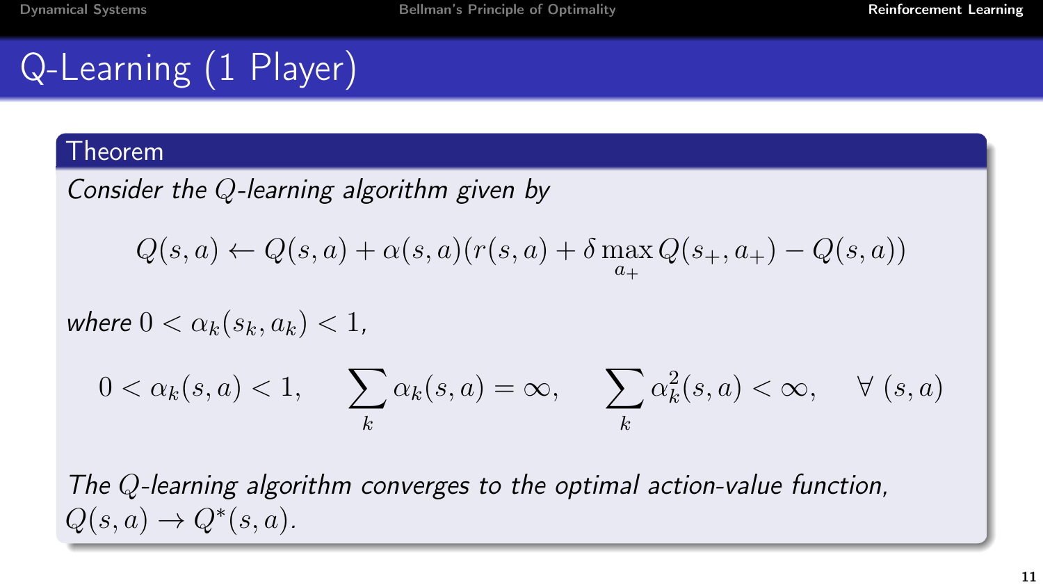# Q-Learning (1 Player)

**Theorem**

*Consider the $Q$-learning algorithm given by*

$$Q(s,a) \leftarrow Q(s,a) + \alpha(s,a)(r(s,a) + \delta \max_{a_+} Q(s_+, a_+) - Q(s,a))$$

*where* $0 < \alpha_k(s_k, a_k) < 1$,

$$0 < \alpha_k(s,a) < 1, \quad \sum_k \alpha_k(s,a) = \infty, \quad \sum_k \alpha_k^2(s,a) < \infty, \quad \forall \; (s,a)$$

*The $Q$-learning algorithm converges to the optimal action-value function,* $Q(s,a) \to Q^*(s,a)$.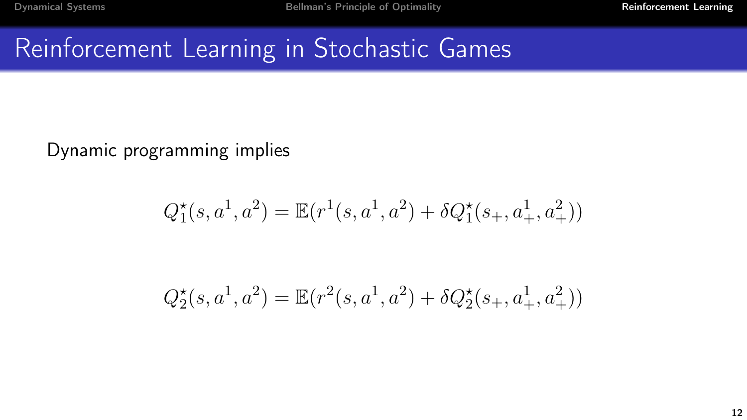# Reinforcement Learning in Stochastic Games

Dynamic programming implies

$$Q_1^\star(s, a^1, a^2) = \mathbb{E}(r^1(s, a^1, a^2) + \delta Q_1^\star(s_+, a_+^1, a_+^2))$$

$$Q_2^\star(s, a^1, a^2) = \mathbb{E}(r^2(s, a^1, a^2) + \delta Q_2^\star(s_+, a_+^1, a_+^2))$$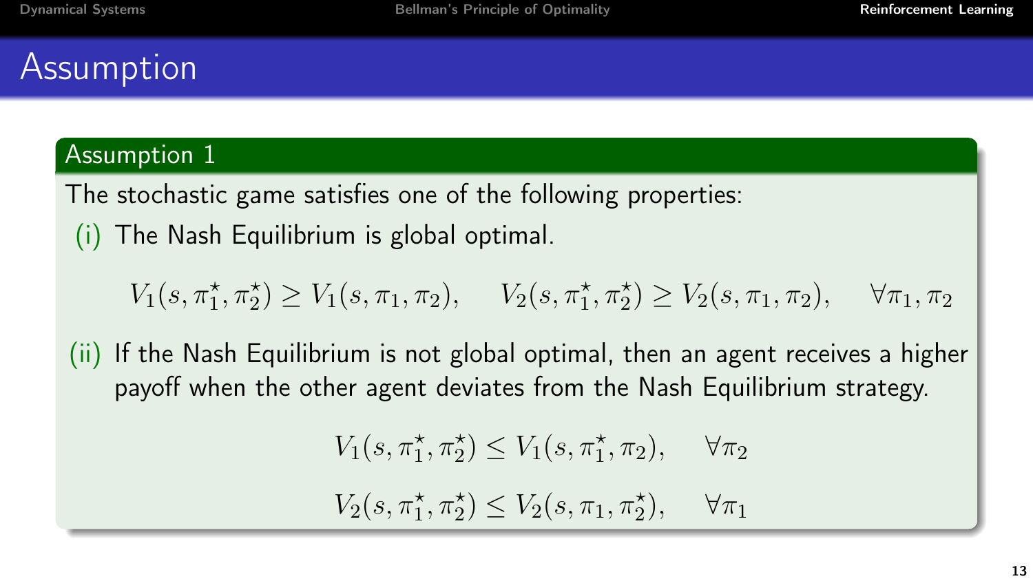# Assumption

## Assumption 1

The stochastic game satisfies one of the following properties:

(i) The Nash Equilibrium is global optimal.

$$V_1(s, \pi_1^\star, \pi_2^\star) \geq V_1(s, \pi_1, \pi_2), \quad V_2(s, \pi_1^\star, \pi_2^\star) \geq V_2(s, \pi_1, \pi_2), \quad \forall \pi_1, \pi_2$$

(ii) If the Nash Equilibrium is not global optimal, then an agent receives a higher payoff when the other agent deviates from the Nash Equilibrium strategy.

$$V_1(s, \pi_1^\star, \pi_2^\star) \leq V_1(s, \pi_1^\star, \pi_2), \quad \forall \pi_2$$

$$V_2(s, \pi_1^\star, \pi_2^\star) \leq V_2(s, \pi_1, \pi_2^\star), \quad \forall \pi_1$$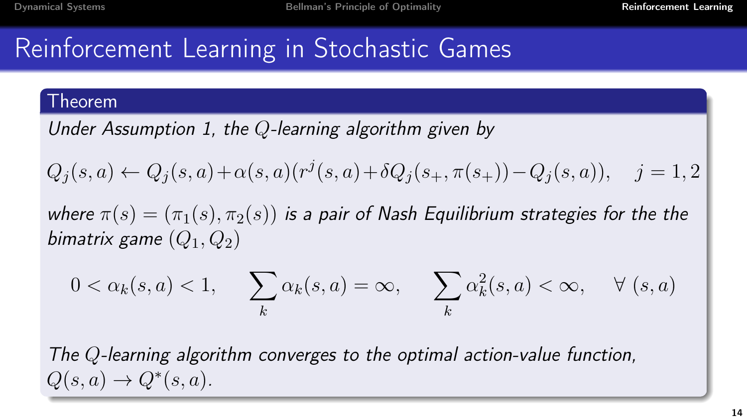# Reinforcement Learning in Stochastic Games

**Theorem**

*Under Assumption 1, the $Q$-learning algorithm given by*

$$Q_j(s,a) \leftarrow Q_j(s,a) + \alpha(s,a)(r^j(s,a) + \delta Q_j(s_+, \pi(s_+)) - Q_j(s,a)), \quad j = 1, 2$$

*where $\pi(s) = (\pi_1(s), \pi_2(s))$ is a pair of Nash Equilibrium strategies for the the bimatrix game $(Q_1, Q_2)$*

$$0 < \alpha_k(s,a) < 1, \quad \sum_k \alpha_k(s,a) = \infty, \quad \sum_k \alpha_k^2(s,a) < \infty, \quad \forall\ (s,a)$$

*The $Q$-learning algorithm converges to the optimal action-value function, $Q(s,a) \to Q^*(s,a)$.*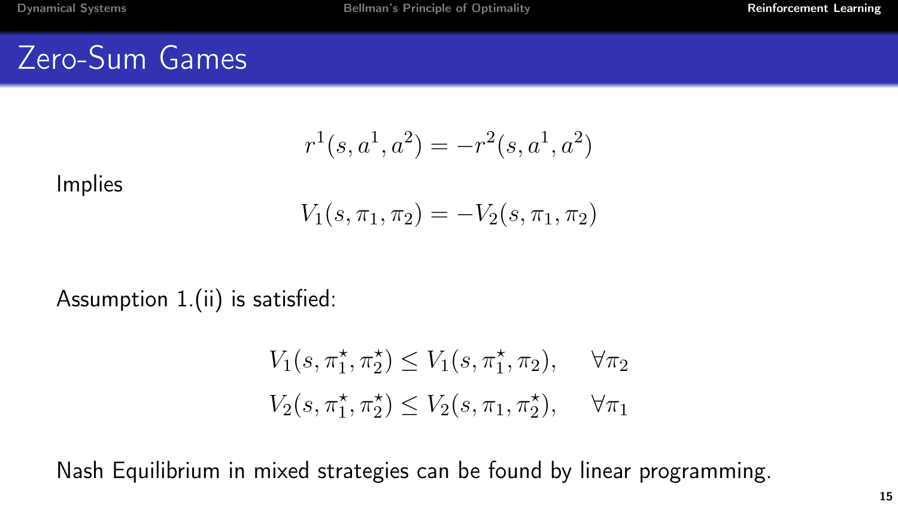# Zero-Sum Games

$$r^1(s, a^1, a^2) = -r^2(s, a^1, a^2)$$

Implies

$$V_1(s, \pi_1, \pi_2) = -V_2(s, \pi_1, \pi_2)$$

Assumption 1.(ii) is satisfied:

$$V_1(s, \pi_1^\star, \pi_2^\star) \leq V_1(s, \pi_1^\star, \pi_2), \quad \forall \pi_2$$

$$V_2(s, \pi_1^\star, \pi_2^\star) \leq V_2(s, \pi_1, \pi_2^\star), \quad \forall \pi_1$$

Nash Equilibrium in mixed strategies can be found by linear programming.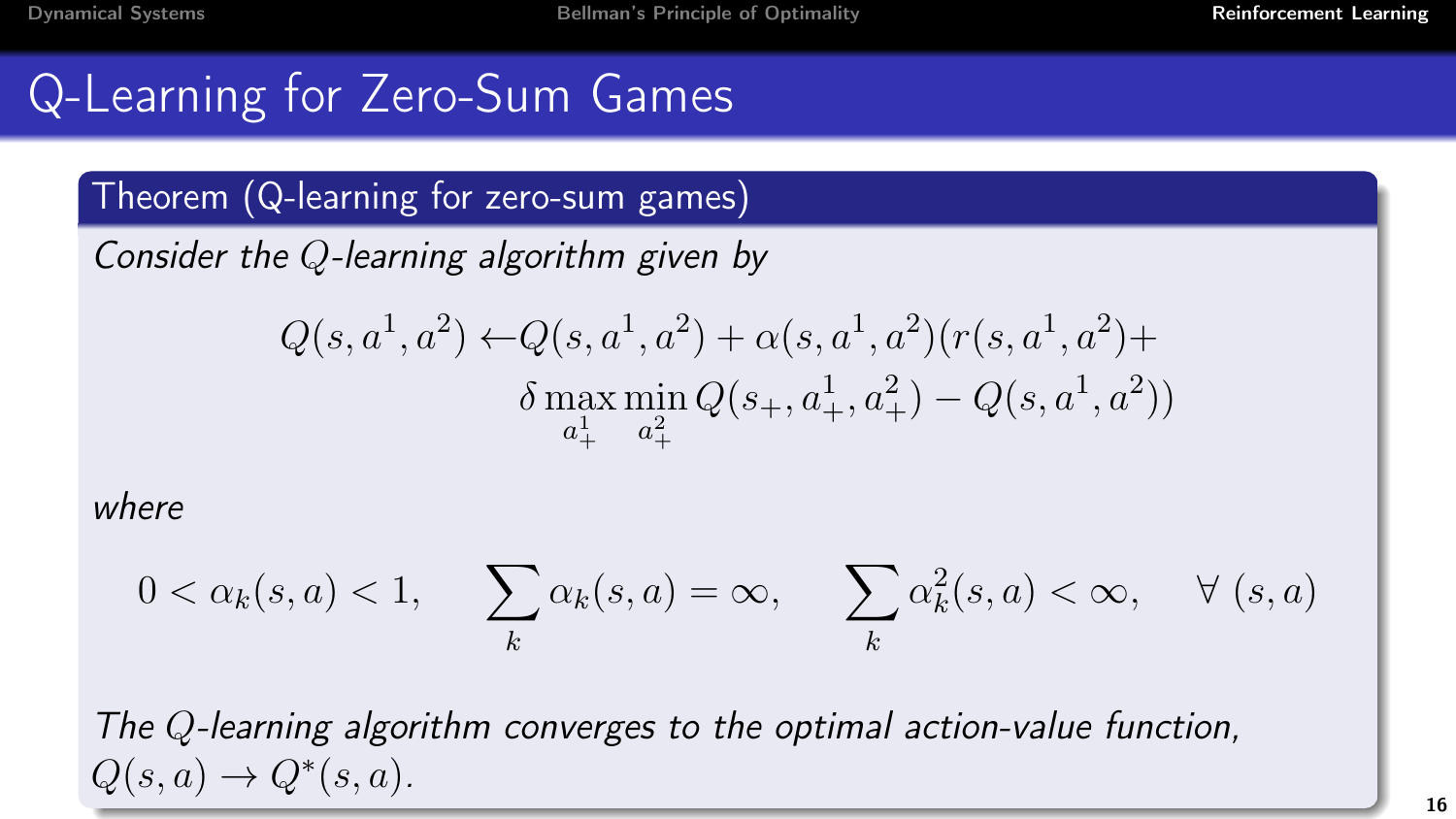# Q-Learning for Zero-Sum Games

**Theorem (Q-learning for zero-sum games)**

*Consider the $Q$-learning algorithm given by*

$$
\begin{aligned}
Q(s, a^1, a^2) \leftarrow & Q(s, a^1, a^2) + \alpha(s, a^1, a^2)(r(s, a^1, a^2) + \\
& \delta \max_{a_+^1} \min_{a_+^2} Q(s_+, a_+^1, a_+^2) - Q(s, a^1, a^2))
\end{aligned}
$$

*where*

$$
0 < \alpha_k(s, a) < 1, \quad \sum_k \alpha_k(s, a) = \infty, \quad \sum_k \alpha_k^2(s, a) < \infty, \quad \forall \ (s, a)
$$

*The $Q$-learning algorithm converges to the optimal action-value function, $Q(s, a) \to Q^*(s, a)$.*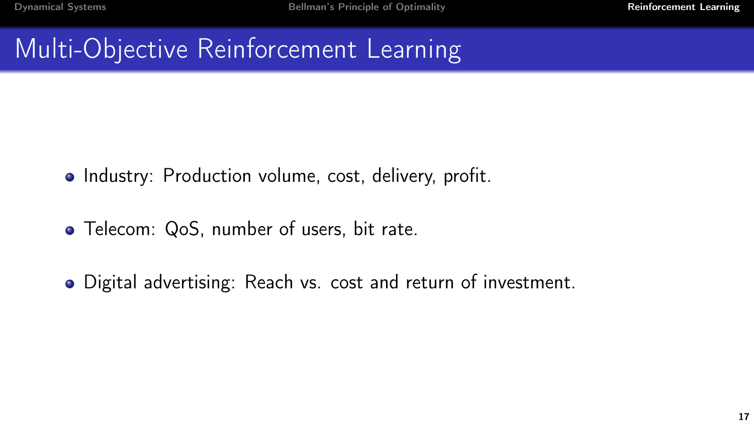# Multi-Objective Reinforcement Learning

- Industry: Production volume, cost, delivery, profit.
- Telecom: QoS, number of users, bit rate.
- Digital advertising: Reach vs. cost and return of investment.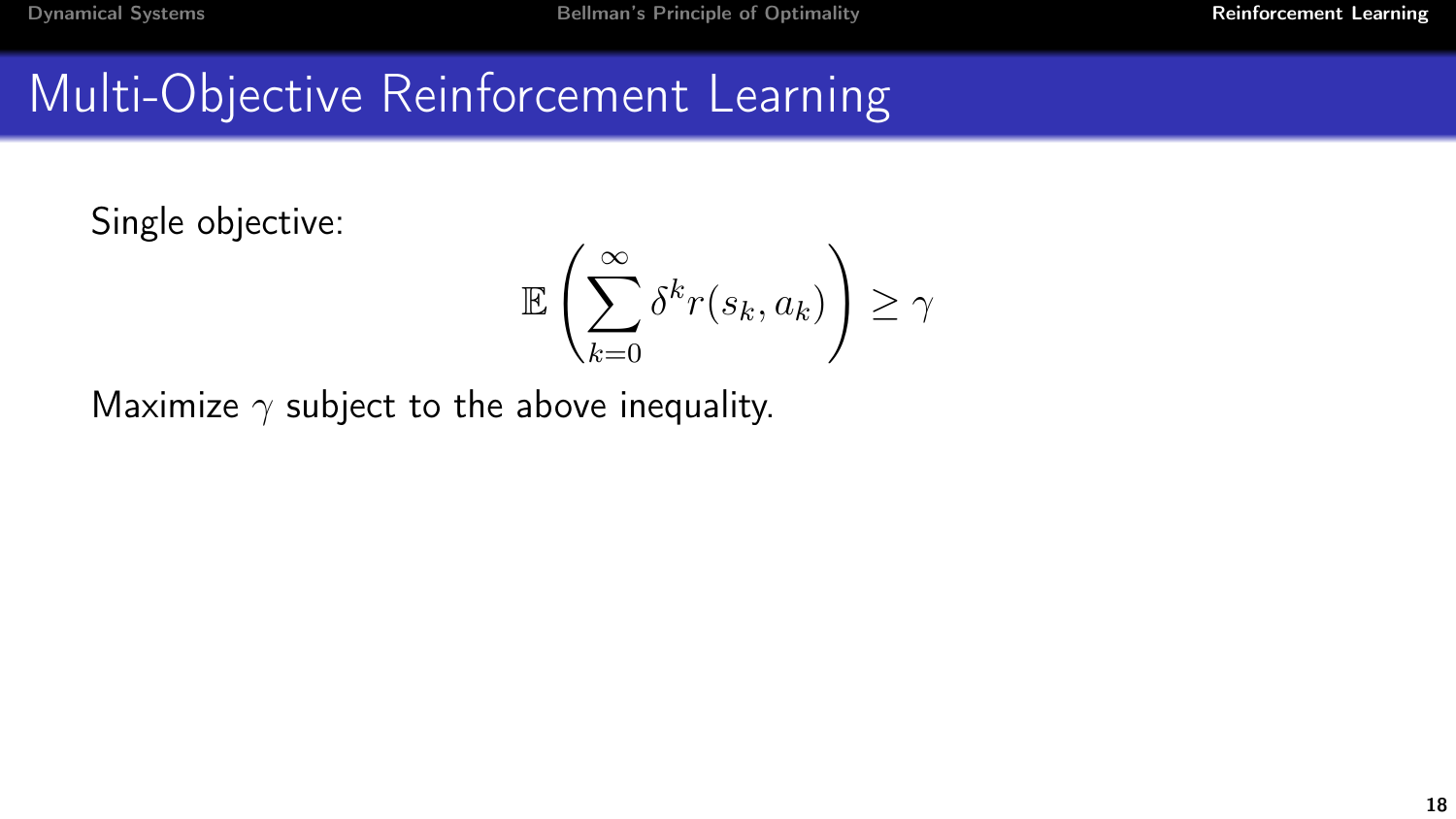# Multi-Objective Reinforcement Learning

Single objective:

$$\mathbb{E}\left(\sum_{k=0}^{\infty} \delta^k r(s_k, a_k)\right) \geq \gamma$$

Maximize $\gamma$ subject to the above inequality.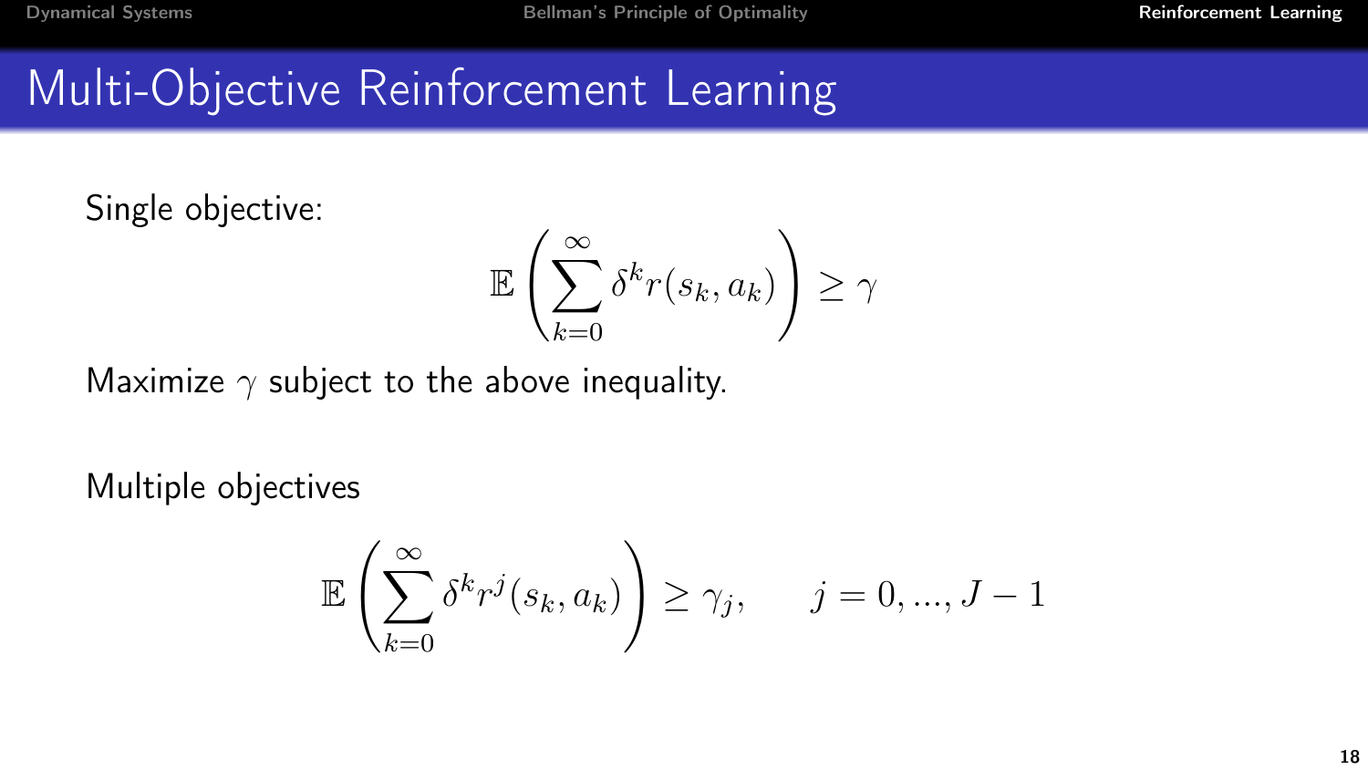# Multi-Objective Reinforcement Learning

Single objective:

$$\mathbb{E}\left(\sum_{k=0}^{\infty} \delta^k r(s_k, a_k)\right) \geq \gamma$$

Maximize $\gamma$ subject to the above inequality.

Multiple objectives

$$\mathbb{E}\left(\sum_{k=0}^{\infty} \delta^k r^j(s_k, a_k)\right) \geq \gamma_j, \qquad j = 0, ..., J-1$$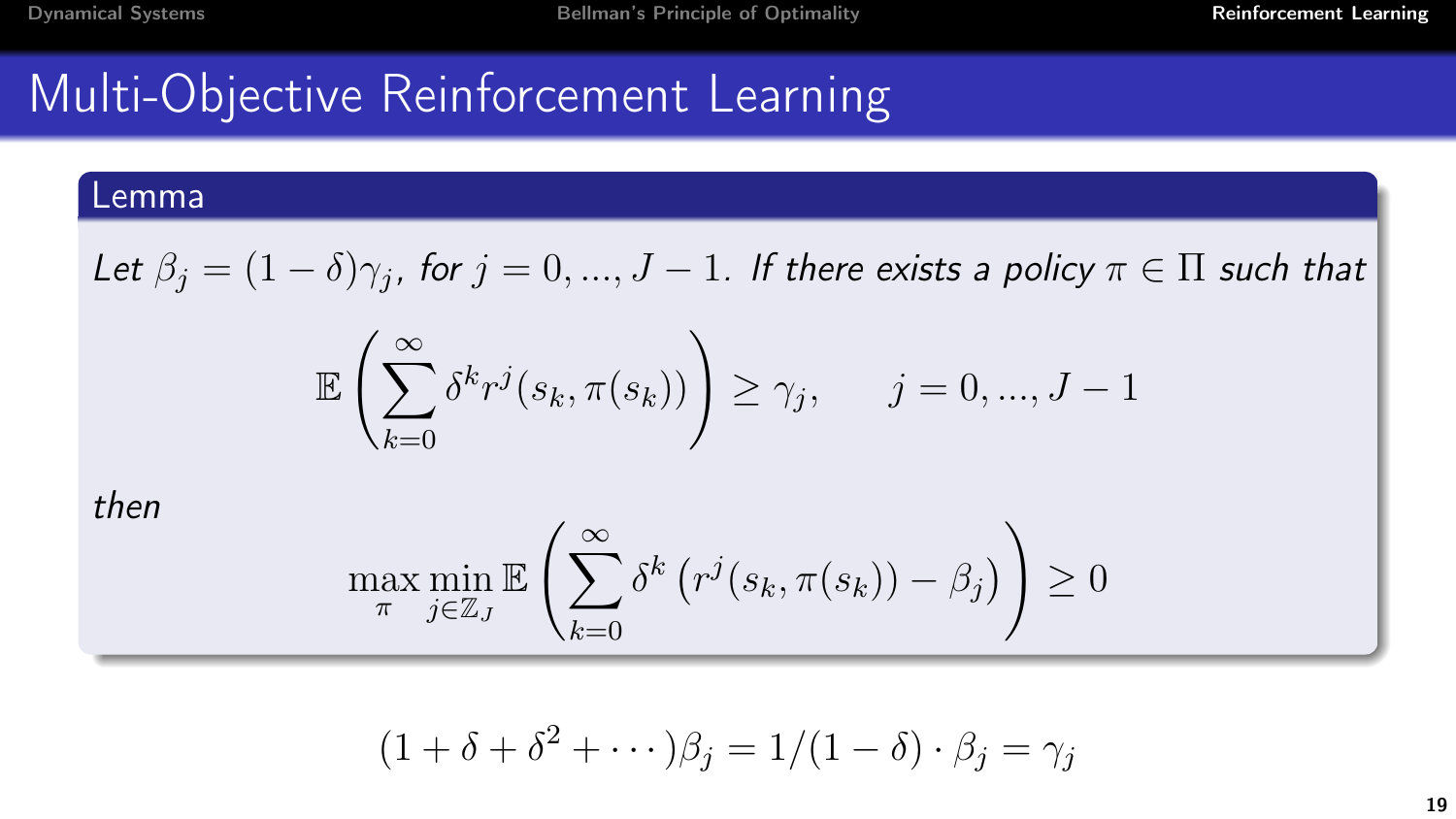# Multi-Objective Reinforcement Learning

**Lemma**

*Let* $\beta_j = (1-\delta)\gamma_j$, *for* $j = 0, ..., J-1$. *If there exists a policy* $\pi \in \Pi$ *such that*

$$\mathbb{E}\left(\sum_{k=0}^{\infty} \delta^k r^j(s_k, \pi(s_k))\right) \geq \gamma_j, \qquad j = 0, ..., J-1$$

*then*

$$\max_{\pi} \min_{j \in \mathbb{Z}_J} \mathbb{E}\left(\sum_{k=0}^{\infty} \delta^k \left(r^j(s_k, \pi(s_k)) - \beta_j\right)\right) \geq 0$$

$$(1 + \delta + \delta^2 + \cdots)\beta_j = 1/(1-\delta) \cdot \beta_j = \gamma_j$$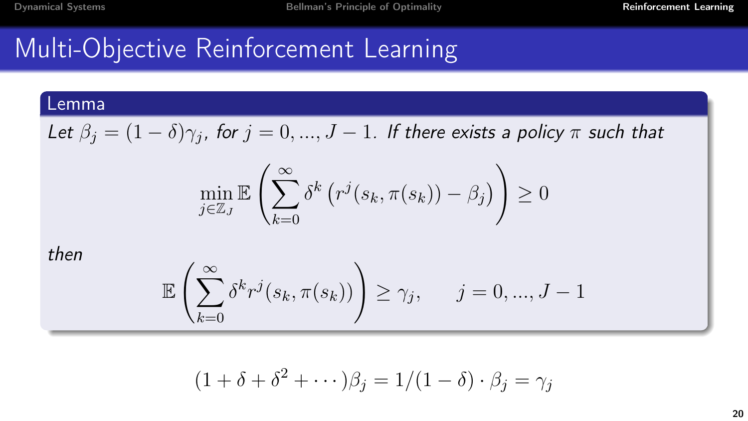# Multi-Objective Reinforcement Learning

**Lemma**

*Let* $\beta_j = (1-\delta)\gamma_j$, *for* $j = 0, ..., J-1$. *If there exists a policy* $\pi$ *such that*

$$\min_{j \in \mathbb{Z}_J} \mathbb{E}\left( \sum_{k=0}^{\infty} \delta^k \left( r^j(s_k, \pi(s_k)) - \beta_j \right) \right) \geq 0$$

*then*

$$\mathbb{E}\left( \sum_{k=0}^{\infty} \delta^k r^j(s_k, \pi(s_k)) \right) \geq \gamma_j, \qquad j = 0, ..., J-1$$

$$(1 + \delta + \delta^2 + \cdots)\beta_j = 1/(1-\delta) \cdot \beta_j = \gamma_j$$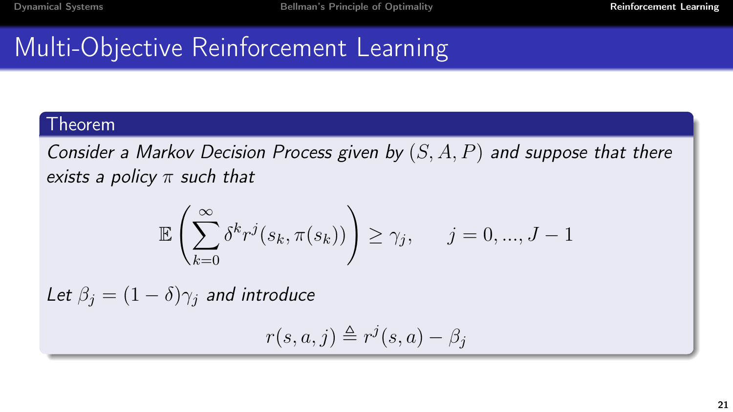# Multi-Objective Reinforcement Learning

**Theorem**

*Consider a Markov Decision Process given by $(S, A, P)$ and suppose that there exists a policy $\pi$ such that*

$$\mathbb{E}\left(\sum_{k=0}^{\infty} \delta^k r^j(s_k, \pi(s_k))\right) \geq \gamma_j, \qquad j = 0, ..., J-1$$

*Let $\beta_j = (1-\delta)\gamma_j$ and introduce*

$$r(s, a, j) \triangleq r^j(s, a) - \beta_j$$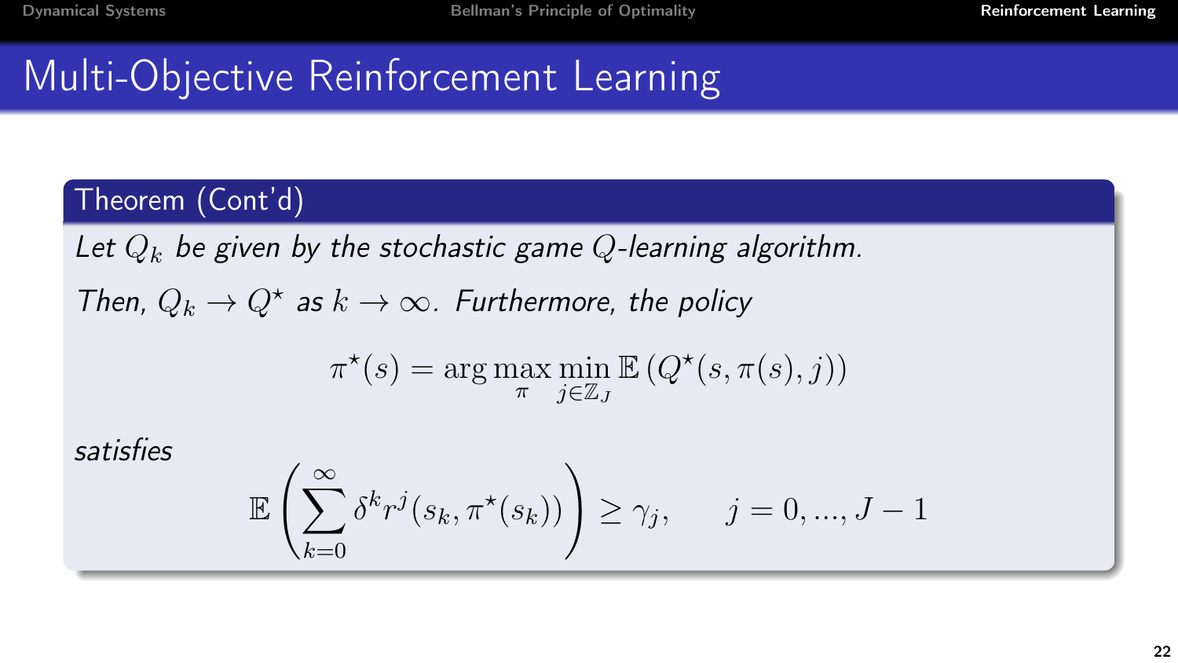# Multi-Objective Reinforcement Learning

**Theorem (Cont'd)**

*Let $Q_k$ be given by the stochastic game $Q$-learning algorithm.*

*Then, $Q_k \to Q^\star$ as $k \to \infty$. Furthermore, the policy*

$$\pi^\star(s) = \arg\max_{\pi} \min_{j \in \mathbb{Z}_J} \mathbb{E}\left(Q^\star(s, \pi(s), j)\right)$$

*satisfies*

$$\mathbb{E}\left(\sum_{k=0}^{\infty} \delta^k r^j(s_k, \pi^\star(s_k))\right) \geq \gamma_j, \qquad j = 0, ..., J-1$$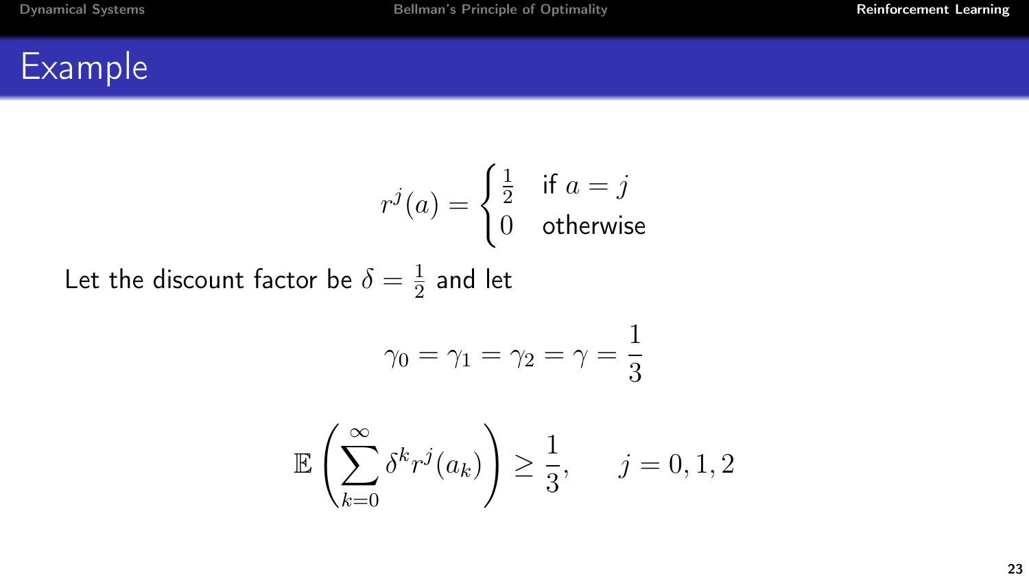# Example

$$r^j(a) = \begin{cases} \frac{1}{2} & \text{if } a = j \\ 0 & \text{otherwise} \end{cases}$$

Let the discount factor be $\delta = \frac{1}{2}$ and let

$$\gamma_0 = \gamma_1 = \gamma_2 = \gamma = \frac{1}{3}$$

$$\mathbb{E}\left(\sum_{k=0}^{\infty} \delta^k r^j(a_k)\right) \geq \frac{1}{3}, \qquad j = 0, 1, 2$$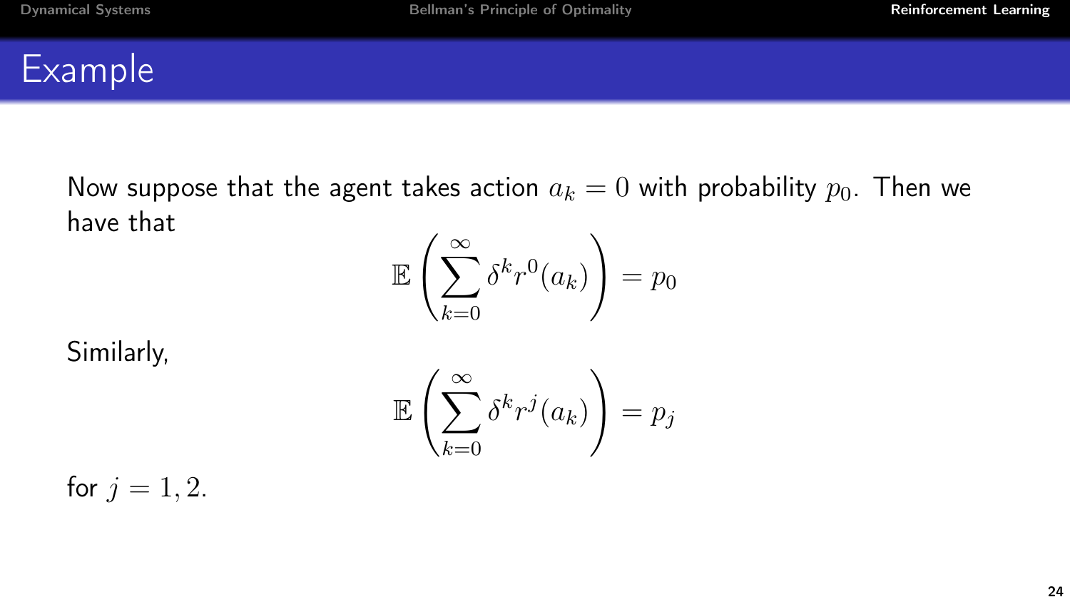# Example

Now suppose that the agent takes action $a_k = 0$ with probability $p_0$. Then we have that

$$\mathbb{E}\left(\sum_{k=0}^{\infty} \delta^k r^0(a_k)\right) = p_0$$

Similarly,

$$\mathbb{E}\left(\sum_{k=0}^{\infty} \delta^k r^j(a_k)\right) = p_j$$

for $j = 1, 2$.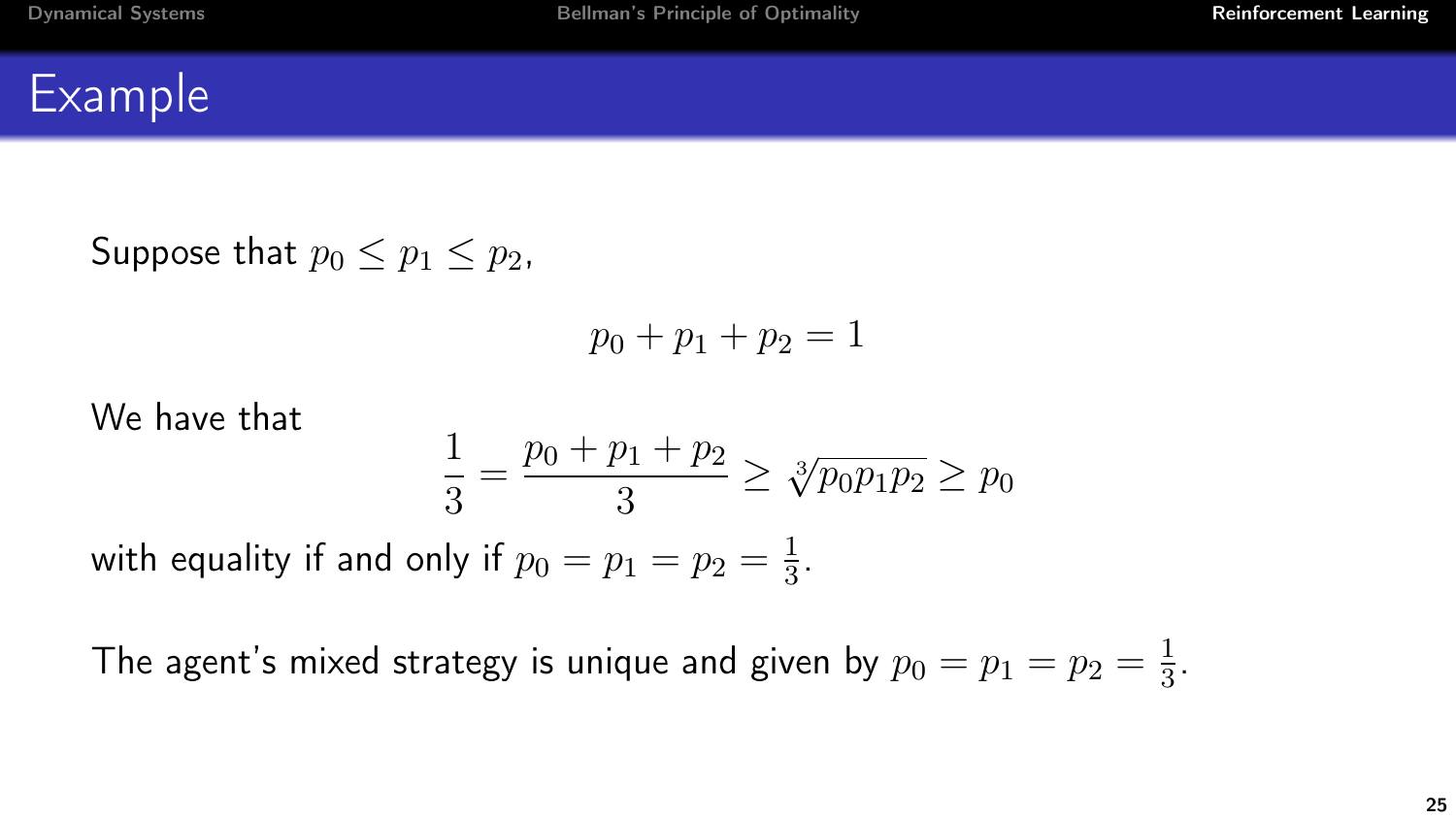# Example

Suppose that $p_0 \leq p_1 \leq p_2$,

$$p_0 + p_1 + p_2 = 1$$

We have that

$$\frac{1}{3} = \frac{p_0 + p_1 + p_2}{3} \geq \sqrt[3]{p_0 p_1 p_2} \geq p_0$$

with equality if and only if $p_0 = p_1 = p_2 = \frac{1}{3}$.

The agent's mixed strategy is unique and given by $p_0 = p_1 = p_2 = \frac{1}{3}$.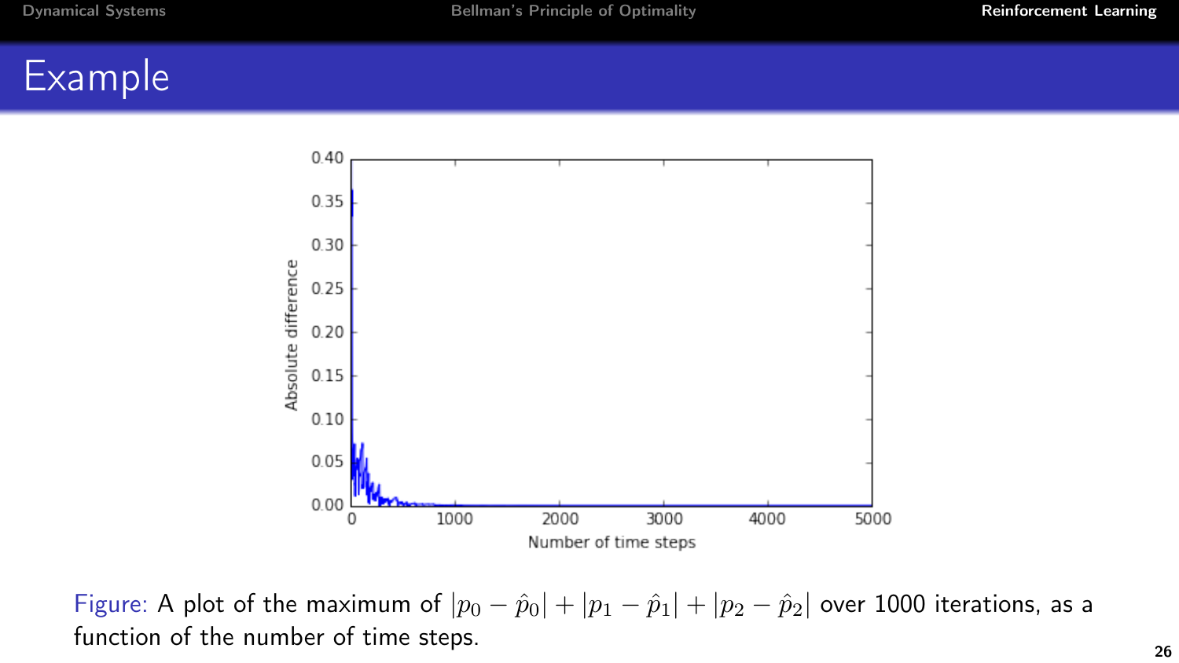# Example

Figure: A plot of the maximum of $|p_0 - \hat{p}_0| + |p_1 - \hat{p}_1| + |p_2 - \hat{p}_2|$ over 1000 iterations, as a function of the number of time steps.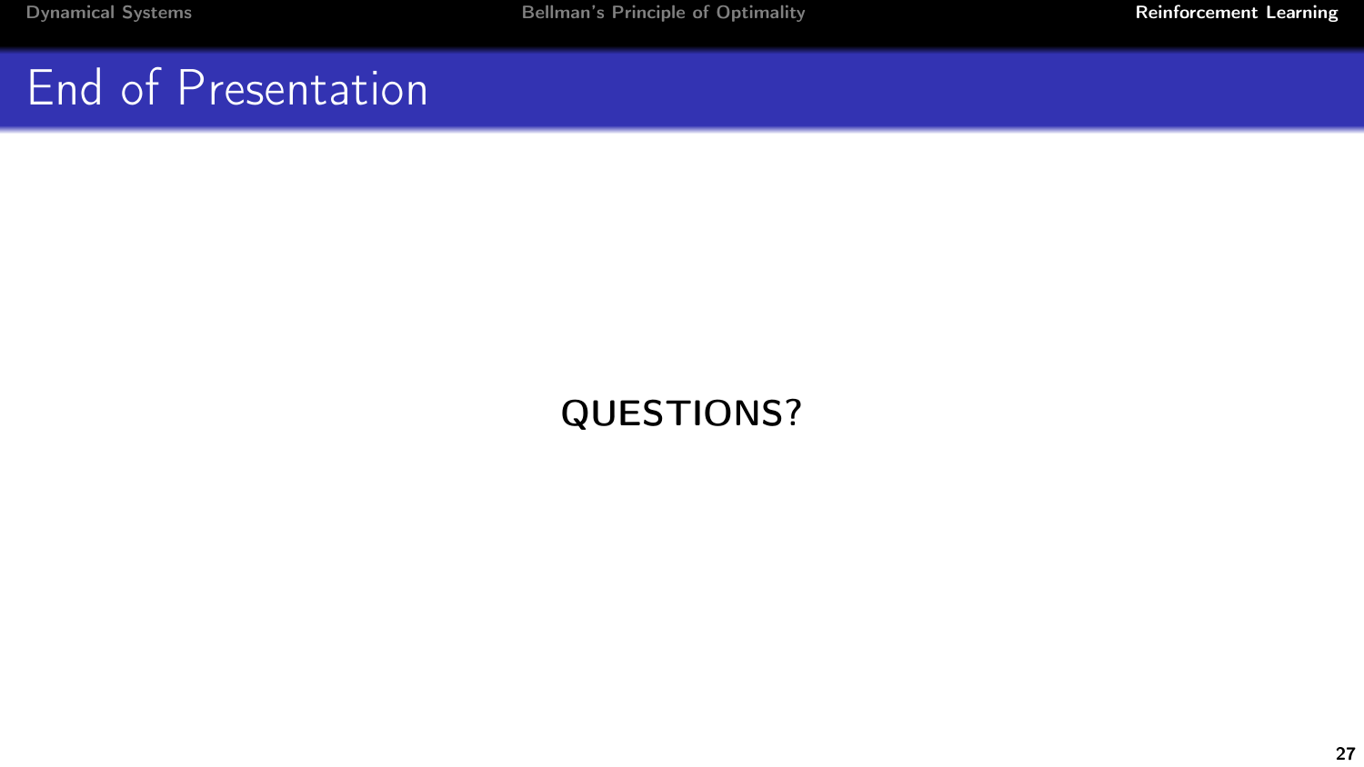# End of Presentation

**QUESTIONS?**